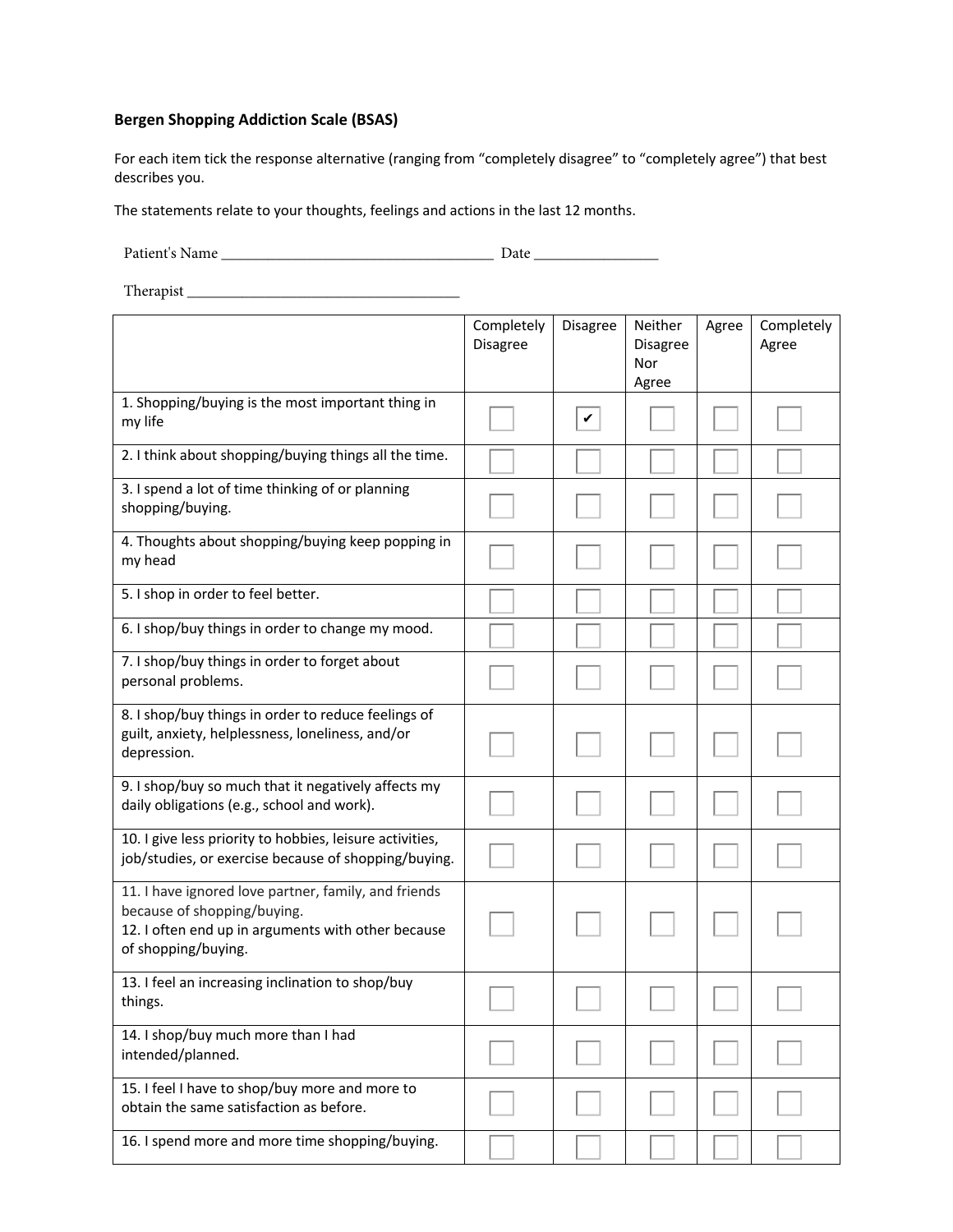## Bergen Shopping Addiction Scale (BSAS)

For each item tick the response alternative (ranging from "completely disagree" to "completely agree") that best describes you.

The statements relate to your thoughts, feelings and actions in the last 12 months.

Patient's Name ___________________________________ Date ________________

Therapist ____________________________________

| | Completely Disagree | Disagree | Neither Disagree Nor Agree | Agree | Completely Agree |
|---|---|---|---|---|---|
| 1. Shopping/buying is the most important thing in my life | ☐ | ☑ | ☐ | ☐ | ☐ |
| 2. I think about shopping/buying things all the time. | ☐ | ☐ | ☐ | ☐ | ☐ |
| 3. I spend a lot of time thinking of or planning shopping/buying. | ☐ | ☐ | ☐ | ☐ | ☐ |
| 4. Thoughts about shopping/buying keep popping in my head | ☐ | ☐ | ☐ | ☐ | ☐ |
| 5. I shop in order to feel better. | ☐ | ☐ | ☐ | ☐ | ☐ |
| 6. I shop/buy things in order to change my mood. | ☐ | ☐ | ☐ | ☐ | ☐ |
| 7. I shop/buy things in order to forget about personal problems. | ☐ | ☐ | ☐ | ☐ | ☐ |
| 8. I shop/buy things in order to reduce feelings of guilt, anxiety, helplessness, loneliness, and/or depression. | ☐ | ☐ | ☐ | ☐ | ☐ |
| 9. I shop/buy so much that it negatively affects my daily obligations (e.g., school and work). | ☐ | ☐ | ☐ | ☐ | ☐ |
| 10. I give less priority to hobbies, leisure activities, job/studies, or exercise because of shopping/buying. | ☐ | ☐ | ☐ | ☐ | ☐ |
| 11. I have ignored love partner, family, and friends because of shopping/buying.<br>12. I often end up in arguments with other because of shopping/buying. | ☐ | ☐ | ☐ | ☐ | ☐ |
| 13. I feel an increasing inclination to shop/buy things. | ☐ | ☐ | ☐ | ☐ | ☐ |
| 14. I shop/buy much more than I had intended/planned. | ☐ | ☐ | ☐ | ☐ | ☐ |
| 15. I feel I have to shop/buy more and more to obtain the same satisfaction as before. | ☐ | ☐ | ☐ | ☐ | ☐ |
| 16. I spend more and more time shopping/buying. | ☐ | ☐ | ☐ | ☐ | ☐ |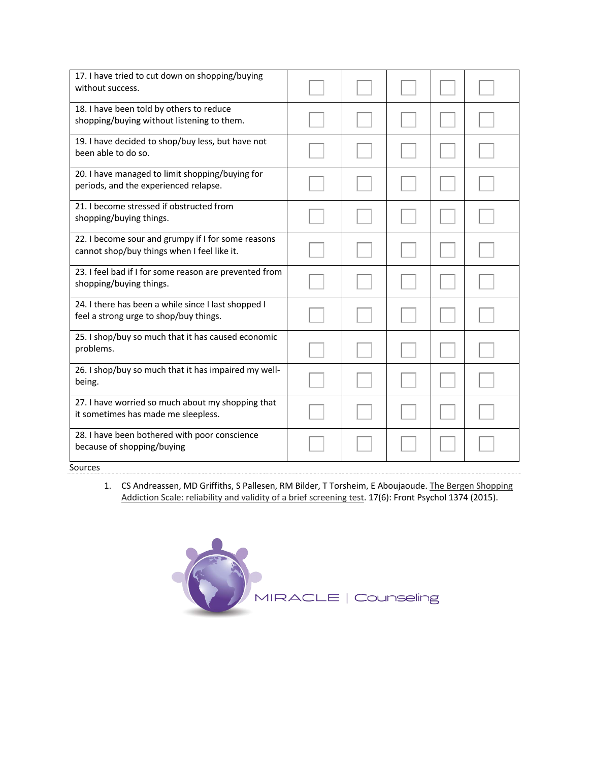| | | | | | |
|---|---|---|---|---|---|
| 17. I have tried to cut down on shopping/buying without success. | ☐ | ☐ | ☐ | ☐ | ☐ |
| 18. I have been told by others to reduce shopping/buying without listening to them. | ☐ | ☐ | ☐ | ☐ | ☐ |
| 19. I have decided to shop/buy less, but have not been able to do so. | ☐ | ☐ | ☐ | ☐ | ☐ |
| 20. I have managed to limit shopping/buying for periods, and the experienced relapse. | ☐ | ☐ | ☐ | ☐ | ☐ |
| 21. I become stressed if obstructed from shopping/buying things. | ☐ | ☐ | ☐ | ☐ | ☐ |
| 22. I become sour and grumpy if I for some reasons cannot shop/buy things when I feel like it. | ☐ | ☐ | ☐ | ☐ | ☐ |
| 23. I feel bad if I for some reason are prevented from shopping/buying things. | ☐ | ☐ | ☐ | ☐ | ☐ |
| 24. I there has been a while since I last shopped I feel a strong urge to shop/buy things. | ☐ | ☐ | ☐ | ☐ | ☐ |
| 25. I shop/buy so much that it has caused economic problems. | ☐ | ☐ | ☐ | ☐ | ☐ |
| 26. I shop/buy so much that it has impaired my well-being. | ☐ | ☐ | ☐ | ☐ | ☐ |
| 27. I have worried so much about my shopping that it sometimes has made me sleepless. | ☐ | ☐ | ☐ | ☐ | ☐ |
| 28. I have been bothered with poor conscience because of shopping/buying | ☐ | ☐ | ☐ | ☐ | ☐ |

Sources

1. CS Andreassen, MD Griffiths, S Pallesen, RM Bilder, T Torsheim, E Aboujaoude. The Bergen Shopping Addiction Scale: reliability and validity of a brief screening test. 17(6): Front Psychol 1374 (2015).

MIRACLE | Counseling